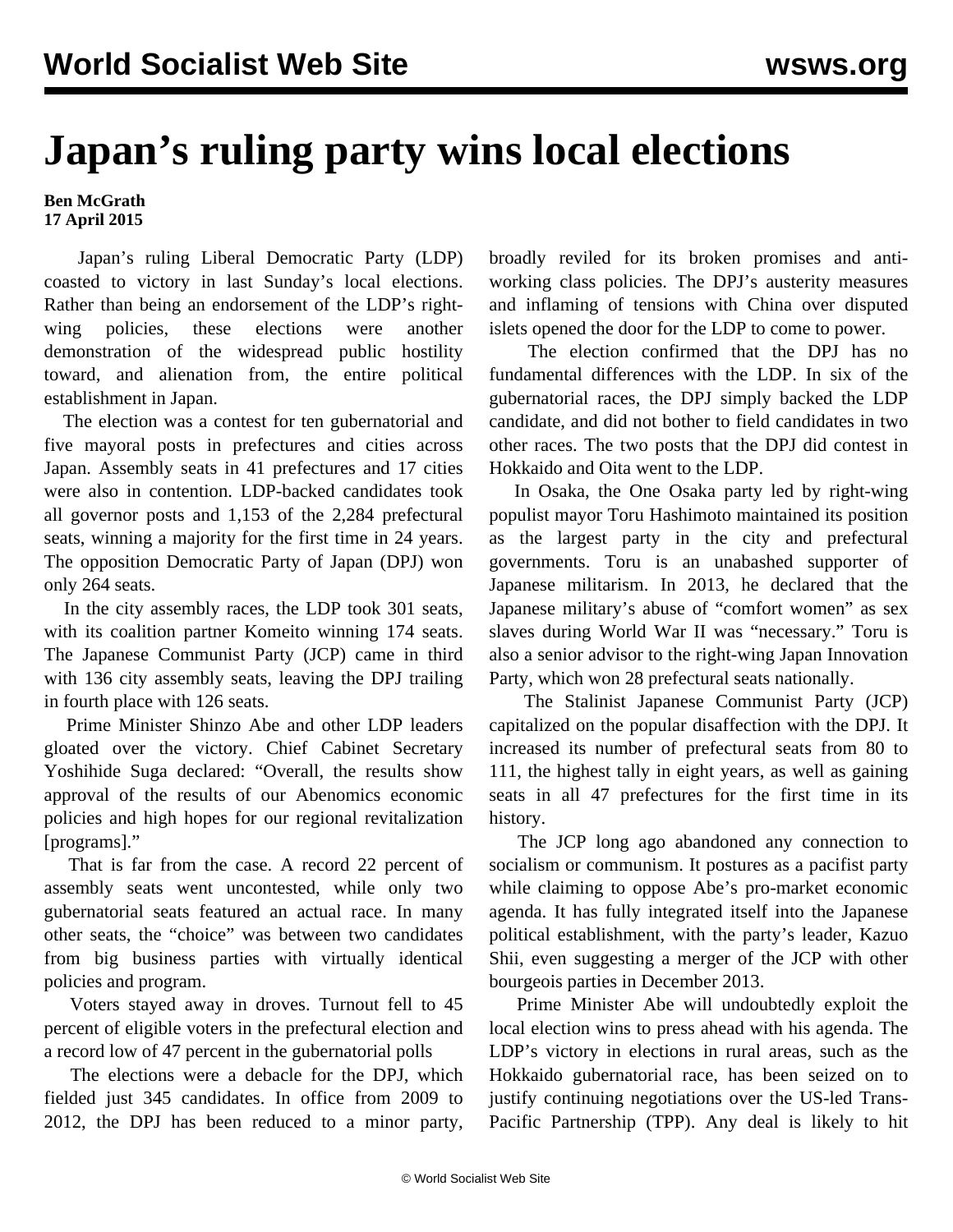# Japan's ruling party wins local elections

**Ben McGrath**
**17 April 2015**

Japan's ruling Liberal Democratic Party (LDP) coasted to victory in last Sunday's local elections. Rather than being an endorsement of the LDP's right-wing policies, these elections were another demonstration of the widespread public hostility toward, and alienation from, the entire political establishment in Japan.

The election was a contest for ten gubernatorial and five mayoral posts in prefectures and cities across Japan. Assembly seats in 41 prefectures and 17 cities were also in contention. LDP-backed candidates took all governor posts and 1,153 of the 2,284 prefectural seats, winning a majority for the first time in 24 years. The opposition Democratic Party of Japan (DPJ) won only 264 seats.

In the city assembly races, the LDP took 301 seats, with its coalition partner Komeito winning 174 seats. The Japanese Communist Party (JCP) came in third with 136 city assembly seats, leaving the DPJ trailing in fourth place with 126 seats.

Prime Minister Shinzo Abe and other LDP leaders gloated over the victory. Chief Cabinet Secretary Yoshihide Suga declared: "Overall, the results show approval of the results of our Abenomics economic policies and high hopes for our regional revitalization [programs]."

That is far from the case. A record 22 percent of assembly seats went uncontested, while only two gubernatorial seats featured an actual race. In many other seats, the "choice" was between two candidates from big business parties with virtually identical policies and program.

Voters stayed away in droves. Turnout fell to 45 percent of eligible voters in the prefectural election and a record low of 47 percent in the gubernatorial polls

The elections were a debacle for the DPJ, which fielded just 345 candidates. In office from 2009 to 2012, the DPJ has been reduced to a minor party, broadly reviled for its broken promises and anti-working class policies. The DPJ's austerity measures and inflaming of tensions with China over disputed islets opened the door for the LDP to come to power.

The election confirmed that the DPJ has no fundamental differences with the LDP. In six of the gubernatorial races, the DPJ simply backed the LDP candidate, and did not bother to field candidates in two other races. The two posts that the DPJ did contest in Hokkaido and Oita went to the LDP.

In Osaka, the One Osaka party led by right-wing populist mayor Toru Hashimoto maintained its position as the largest party in the city and prefectural governments. Toru is an unabashed supporter of Japanese militarism. In 2013, he declared that the Japanese military's abuse of "comfort women" as sex slaves during World War II was "necessary." Toru is also a senior advisor to the right-wing Japan Innovation Party, which won 28 prefectural seats nationally.

The Stalinist Japanese Communist Party (JCP) capitalized on the popular disaffection with the DPJ. It increased its number of prefectural seats from 80 to 111, the highest tally in eight years, as well as gaining seats in all 47 prefectures for the first time in its history.

The JCP long ago abandoned any connection to socialism or communism. It postures as a pacifist party while claiming to oppose Abe's pro-market economic agenda. It has fully integrated itself into the Japanese political establishment, with the party's leader, Kazuo Shii, even suggesting a merger of the JCP with other bourgeois parties in December 2013.

Prime Minister Abe will undoubtedly exploit the local election wins to press ahead with his agenda. The LDP's victory in elections in rural areas, such as the Hokkaido gubernatorial race, has been seized on to justify continuing negotiations over the US-led Trans-Pacific Partnership (TPP). Any deal is likely to hit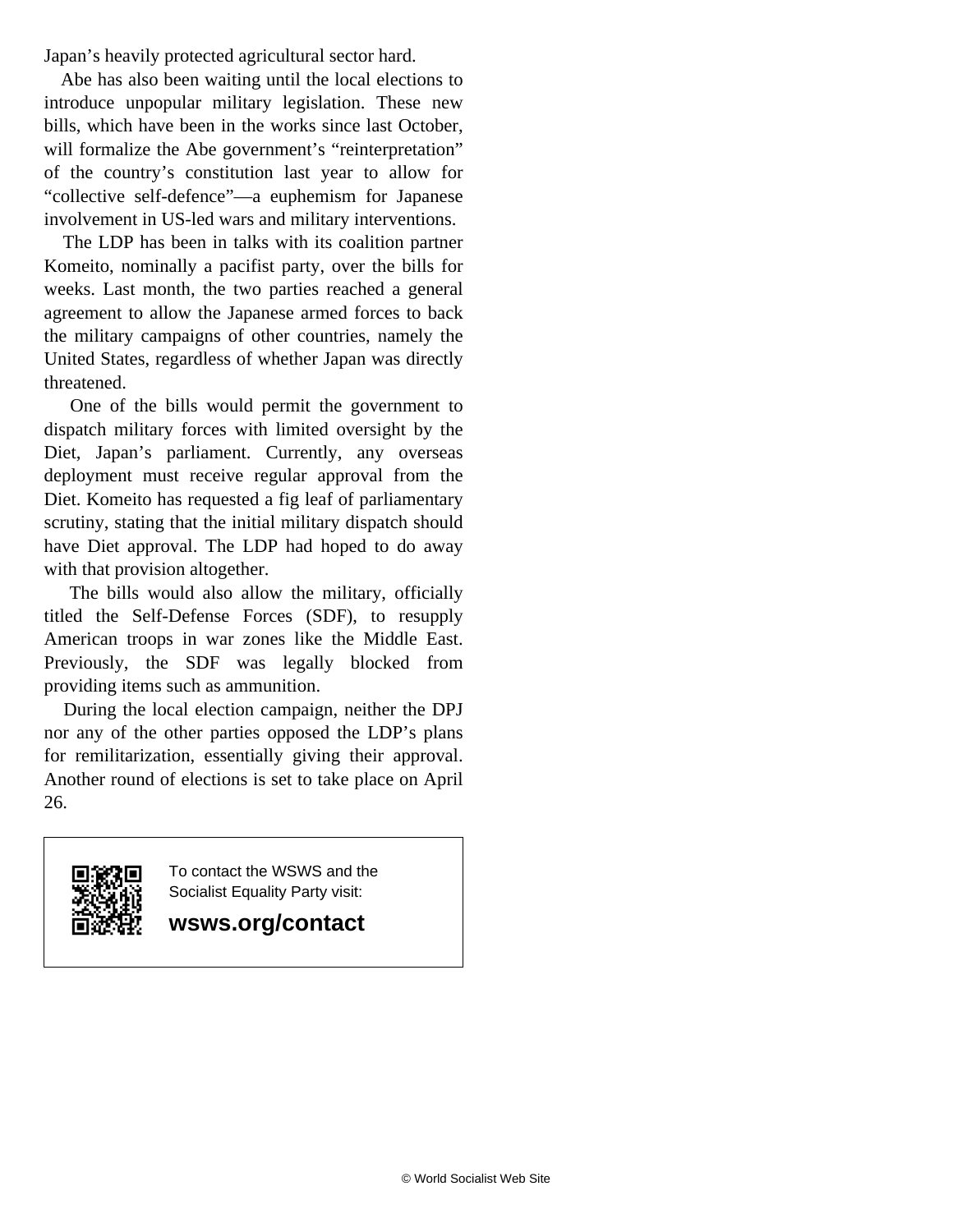Japan's heavily protected agricultural sector hard.

Abe has also been waiting until the local elections to introduce unpopular military legislation. These new bills, which have been in the works since last October, will formalize the Abe government's "reinterpretation" of the country's constitution last year to allow for "collective self-defence"—a euphemism for Japanese involvement in US-led wars and military interventions.

The LDP has been in talks with its coalition partner Komeito, nominally a pacifist party, over the bills for weeks. Last month, the two parties reached a general agreement to allow the Japanese armed forces to back the military campaigns of other countries, namely the United States, regardless of whether Japan was directly threatened.

One of the bills would permit the government to dispatch military forces with limited oversight by the Diet, Japan's parliament. Currently, any overseas deployment must receive regular approval from the Diet. Komeito has requested a fig leaf of parliamentary scrutiny, stating that the initial military dispatch should have Diet approval. The LDP had hoped to do away with that provision altogether.

The bills would also allow the military, officially titled the Self-Defense Forces (SDF), to resupply American troops in war zones like the Middle East. Previously, the SDF was legally blocked from providing items such as ammunition.

During the local election campaign, neither the DPJ nor any of the other parties opposed the LDP's plans for remilitarization, essentially giving their approval. Another round of elections is set to take place on April 26.

To contact the WSWS and the Socialist Equality Party visit:

**wsws.org/contact**